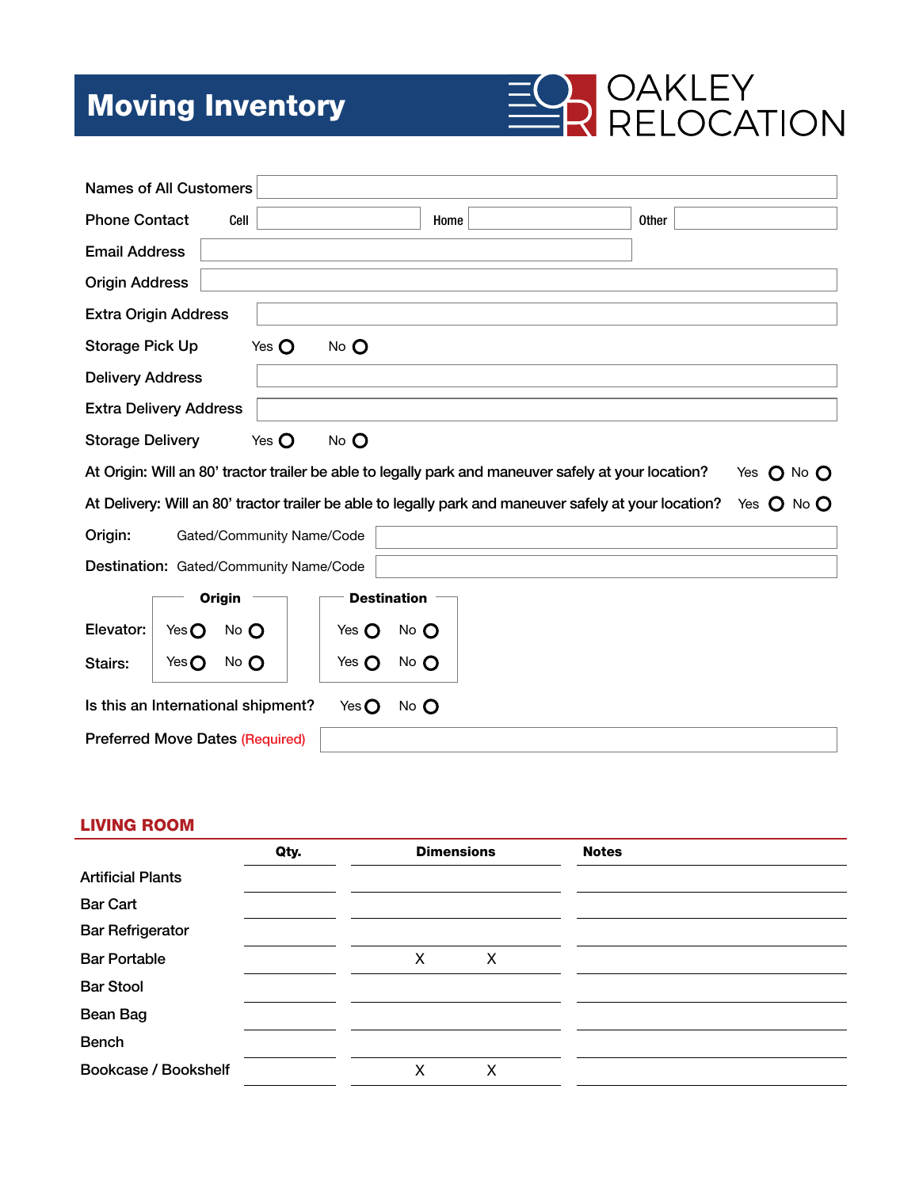# Moving Inventory

OAKLEY RELOCATION

Names of All Customers

Phone Contact Cell Home Other

Email Address

Origin Address

Extra Origin Address

Storage Pick Up Yes ○ No ○

Delivery Address

Extra Delivery Address

Storage Delivery Yes ○ No ○

At Origin: Will an 80' tractor trailer be able to legally park and maneuver safely at your location? Yes ○ No ○

At Delivery: Will an 80' tractor trailer be able to legally park and maneuver safely at your location? Yes ○ No ○

Origin: Gated/Community Name/Code

Destination: Gated/Community Name/Code

| | Origin | Destination |
|---|---|---|
| Elevator: | Yes ○ No ○ | Yes ○ No ○ |
| Stairs: | Yes ○ No ○ | Yes ○ No ○ |

Is this an International shipment? Yes ○ No ○

Preferred Move Dates (Required)

## LIVING ROOM

| | Qty. | Dimensions | Notes |
|---|---|---|---|
| Artificial Plants | | | |
| Bar Cart | | | |
| Bar Refrigerator | | | |
| Bar Portable | | X X | |
| Bar Stool | | | |
| Bean Bag | | | |
| Bench | | | |
| Bookcase / Bookshelf | | X X | |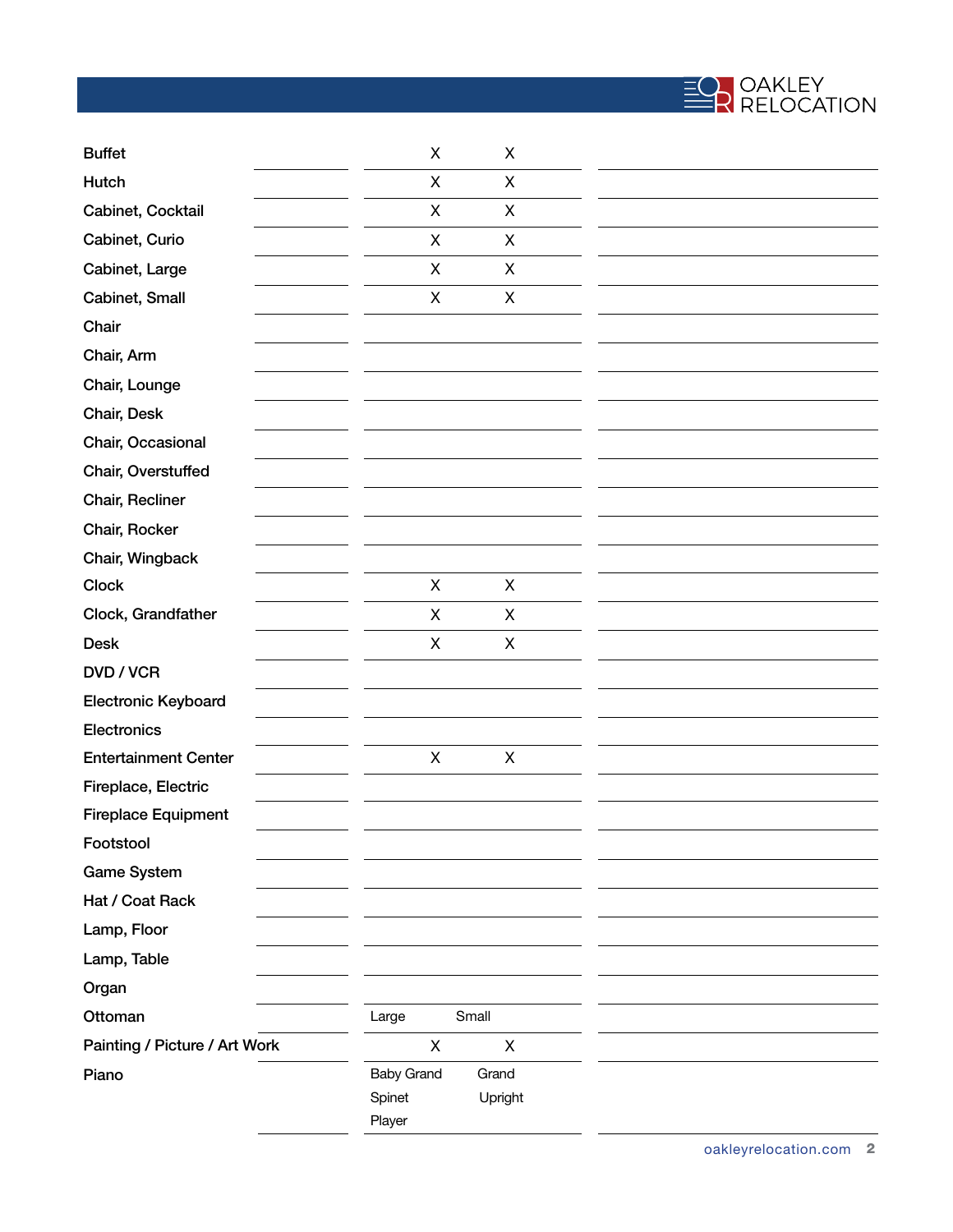| Item | | | | |
|---|---|---|---|---|
| Buffet | | X | X | |
| Hutch | | X | X | |
| Cabinet, Cocktail | | X | X | |
| Cabinet, Curio | | X | X | |
| Cabinet, Large | | X | X | |
| Cabinet, Small | | X | X | |
| Chair | | | | |
| Chair, Arm | | | | |
| Chair, Lounge | | | | |
| Chair, Desk | | | | |
| Chair, Occasional | | | | |
| Chair, Overstuffed | | | | |
| Chair, Recliner | | | | |
| Chair, Rocker | | | | |
| Chair, Wingback | | | | |
| Clock | | X | X | |
| Clock, Grandfather | | X | X | |
| Desk | | X | X | |
| DVD / VCR | | | | |
| Electronic Keyboard | | | | |
| Electronics | | | | |
| Entertainment Center | | X | X | |
| Fireplace, Electric | | | | |
| Fireplace Equipment | | | | |
| Footstool | | | | |
| Game System | | | | |
| Hat / Coat Rack | | | | |
| Lamp, Floor | | | | |
| Lamp, Table | | | | |
| Organ | | | | |
| Ottoman | | Large | Small | |
| Painting / Picture / Art Work | | X | X | |
| Piano | | Baby Grand<br>Spinet<br>Player | Grand<br>Upright | |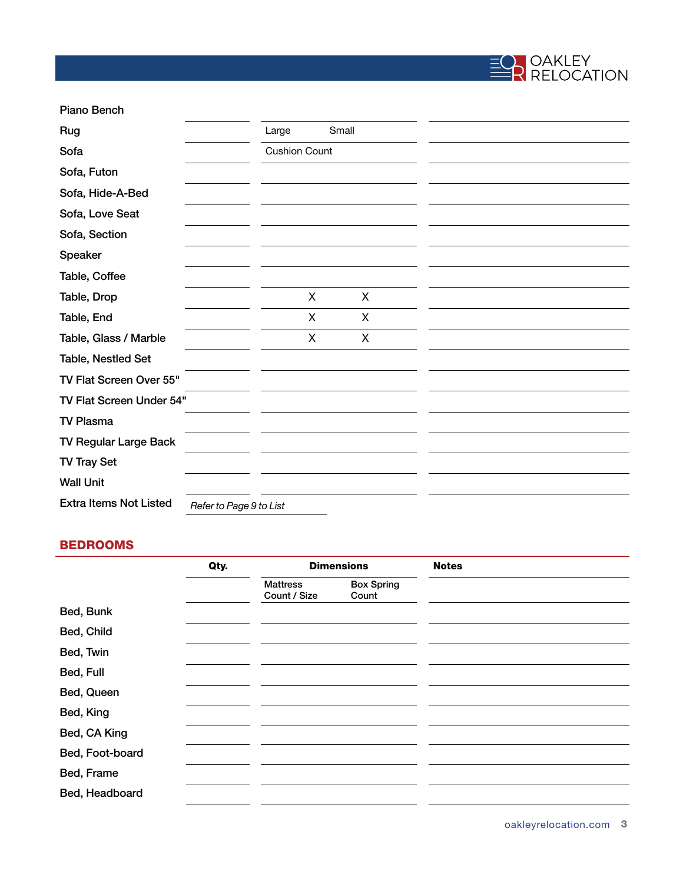| | Qty. | Dimensions | | Notes |
|---|---|---|---|---|
| Piano Bench | | | | |
| Rug | | Large | Small | |
| Sofa | | Cushion Count | | |
| Sofa, Futon | | | | |
| Sofa, Hide-A-Bed | | | | |
| Sofa, Love Seat | | | | |
| Sofa, Section | | | | |
| Speaker | | | | |
| Table, Coffee | | | | |
| Table, Drop | | X | X | |
| Table, End | | X | X | |
| Table, Glass / Marble | | X | X | |
| Table, Nestled Set | | | | |
| TV Flat Screen Over 55" | | | | |
| TV Flat Screen Under 54" | | | | |
| TV Plasma | | | | |
| TV Regular Large Back | | | | |
| TV Tray Set | | | | |
| Wall Unit | | | | |
| Extra Items Not Listed | *Refer to Page 9 to List* | | | |

## BEDROOMS

| | Qty. | Dimensions | | Notes |
|---|---|---|---|---|
| | | Mattress Count / Size | Box Spring Count | |
| Bed, Bunk | | | | |
| Bed, Child | | | | |
| Bed, Twin | | | | |
| Bed, Full | | | | |
| Bed, Queen | | | | |
| Bed, King | | | | |
| Bed, CA King | | | | |
| Bed, Foot-board | | | | |
| Bed, Frame | | | | |
| Bed, Headboard | | | | |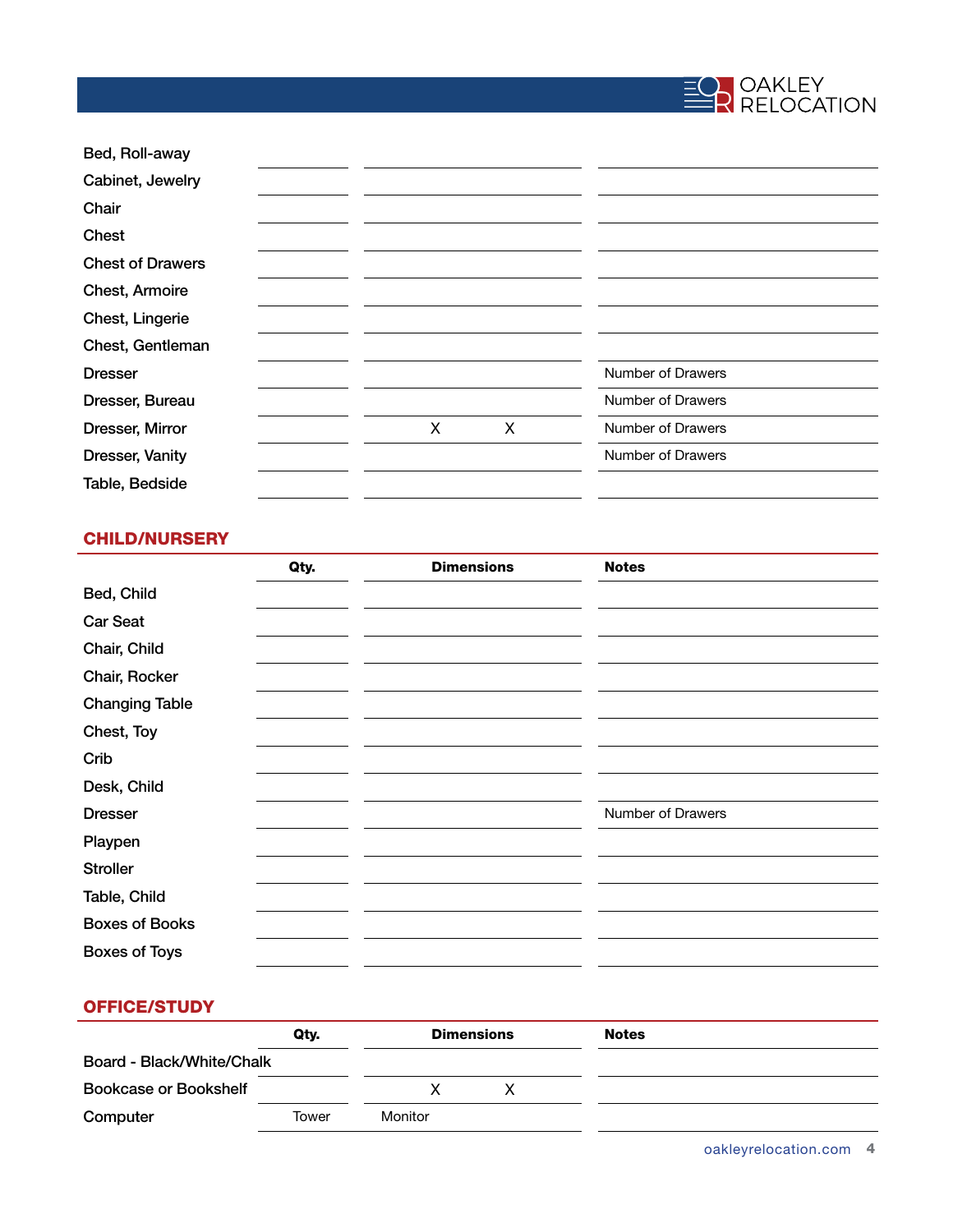| | Qty. | Dimensions | Notes |
|---|---|---|---|
| Bed, Roll-away | | | |
| Cabinet, Jewelry | | | |
| Chair | | | |
| Chest | | | |
| Chest of Drawers | | | |
| Chest, Armoire | | | |
| Chest, Lingerie | | | |
| Chest, Gentleman | | | |
| Dresser | | | Number of Drawers |
| Dresser, Bureau | | | Number of Drawers |
| Dresser, Mirror | | X X | Number of Drawers |
| Dresser, Vanity | | | Number of Drawers |
| Table, Bedside | | | |

## CHILD/NURSERY

| | Qty. | Dimensions | Notes |
|---|---|---|---|
| Bed, Child | | | |
| Car Seat | | | |
| Chair, Child | | | |
| Chair, Rocker | | | |
| Changing Table | | | |
| Chest, Toy | | | |
| Crib | | | |
| Desk, Child | | | |
| Dresser | | | Number of Drawers |
| Playpen | | | |
| Stroller | | | |
| Table, Child | | | |
| Boxes of Books | | | |
| Boxes of Toys | | | |

## OFFICE/STUDY

| | Qty. | Dimensions | Notes |
|---|---|---|---|
| Board - Black/White/Chalk | | | |
| Bookcase or Bookshelf | | X X | |
| Computer | Tower | Monitor | |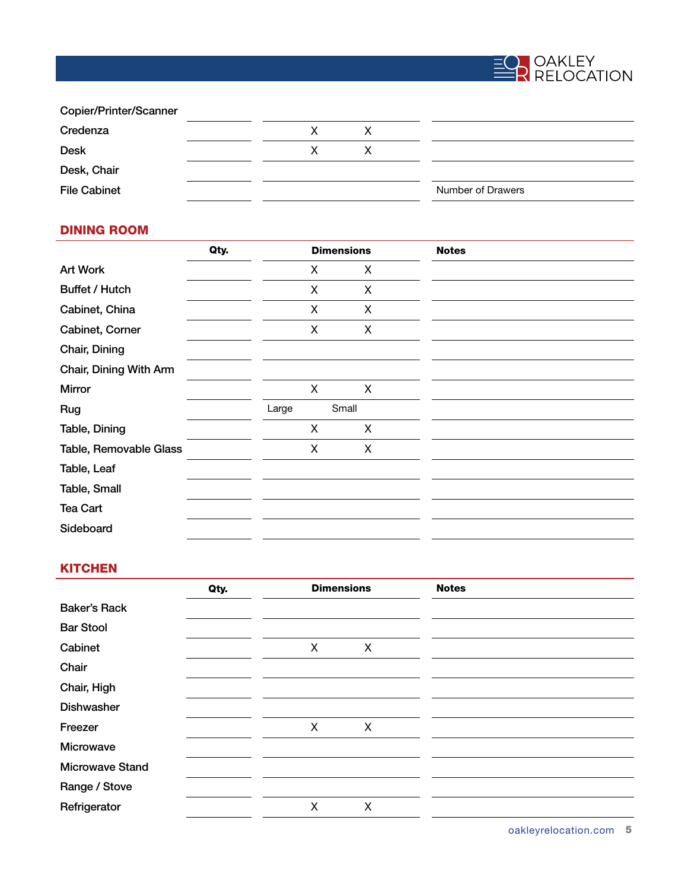| | Qty. | Dimensions | Notes |
|---|---|---|---|
| Copier/Printer/Scanner | | | |
| Credenza | | X X | |
| Desk | | X X | |
| Desk, Chair | | | |
| File Cabinet | | | Number of Drawers |

## DINING ROOM

| | Qty. | Dimensions | Notes |
|---|---|---|---|
| Art Work | | X X | |
| Buffet / Hutch | | X X | |
| Cabinet, China | | X X | |
| Cabinet, Corner | | X X | |
| Chair, Dining | | | |
| Chair, Dining With Arm | | | |
| Mirror | | X X | |
| Rug | | Large Small | |
| Table, Dining | | X X | |
| Table, Removable Glass | | X X | |
| Table, Leaf | | | |
| Table, Small | | | |
| Tea Cart | | | |
| Sideboard | | | |

## KITCHEN

| | Qty. | Dimensions | Notes |
|---|---|---|---|
| Baker's Rack | | | |
| Bar Stool | | | |
| Cabinet | | X X | |
| Chair | | | |
| Chair, High | | | |
| Dishwasher | | | |
| Freezer | | X X | |
| Microwave | | | |
| Microwave Stand | | | |
| Range / Stove | | | |
| Refrigerator | | X X | |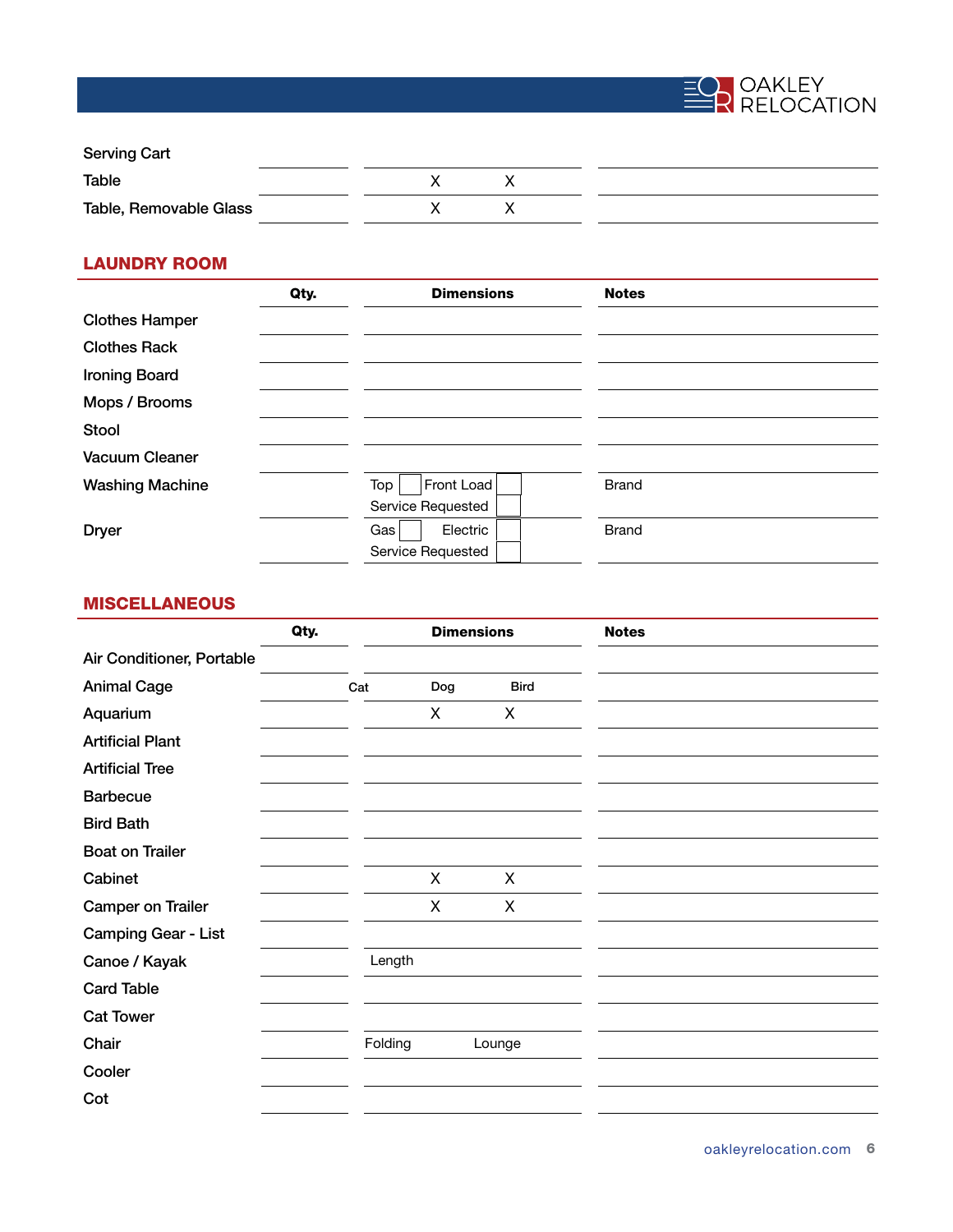| | | | |
|---|---|---|---|
| Serving Cart | | | |
| Table | | X X | |
| Table, Removable Glass | | X X | |

## LAUNDRY ROOM

| | Qty. | Dimensions | Notes |
|---|---|---|---|
| Clothes Hamper | | | |
| Clothes Rack | | | |
| Ironing Board | | | |
| Mops / Brooms | | | |
| Stool | | | |
| Vacuum Cleaner | | | |
| Washing Machine | | Top ☐ Front Load ☐ Service Requested ☐ | Brand |
| Dryer | | Gas ☐ Electric ☐ Service Requested ☐ | Brand |

## MISCELLANEOUS

| | Qty. | Dimensions | Notes |
|---|---|---|---|
| Air Conditioner, Portable | | | |
| Animal Cage | | Cat Dog Bird | |
| Aquarium | | X X | |
| Artificial Plant | | | |
| Artificial Tree | | | |
| Barbecue | | | |
| Bird Bath | | | |
| Boat on Trailer | | | |
| Cabinet | | X X | |
| Camper on Trailer | | X X | |
| Camping Gear - List | | | |
| Canoe / Kayak | | Length | |
| Card Table | | | |
| Cat Tower | | | |
| Chair | | Folding Lounge | |
| Cooler | | | |
| Cot | | | |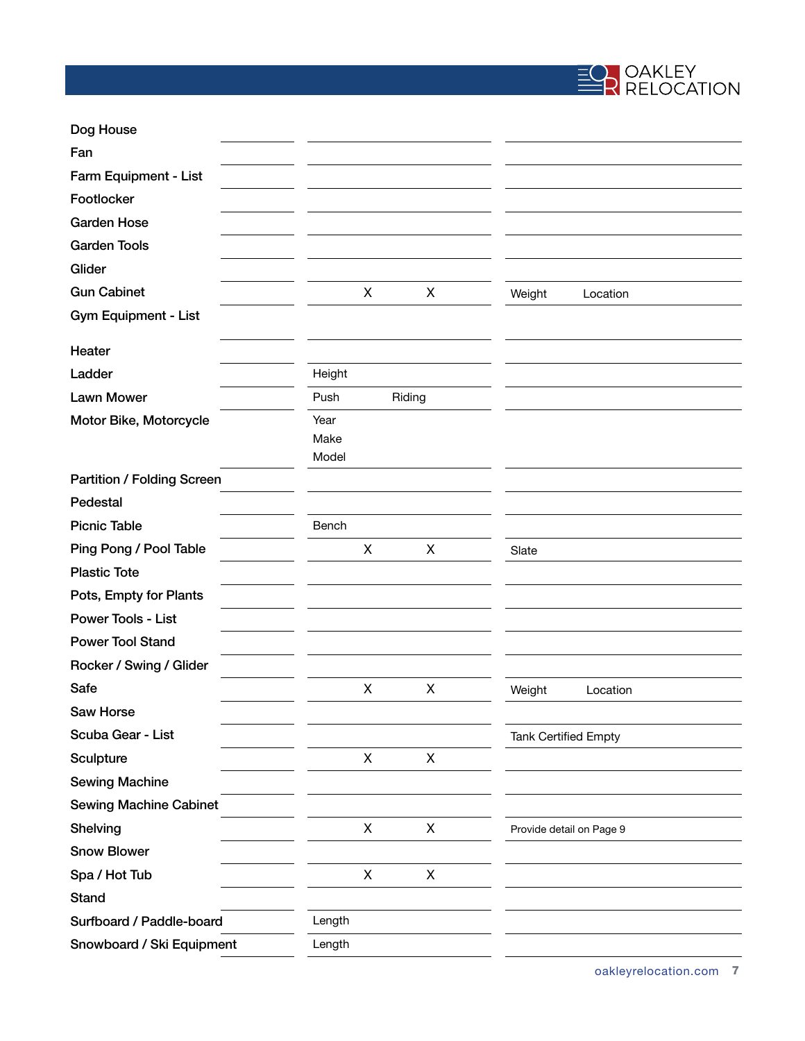| Item | Qty | | | Notes |
|---|---|---|---|---|
| Dog House | | | | |
| Fan | | | | |
| Farm Equipment - List | | | | |
| Footlocker | | | | |
| Garden Hose | | | | |
| Garden Tools | | | | |
| Glider | | | | |
| Gun Cabinet | | X | X | Weight Location |
| Gym Equipment - List | | | | |
| Heater | | | | |
| Ladder | | Height | | |
| Lawn Mower | | Push | Riding | |
| Motor Bike, Motorcycle | | Year<br>Make<br>Model | | |
| Partition / Folding Screen | | | | |
| Pedestal | | | | |
| Picnic Table | | Bench | | |
| Ping Pong / Pool Table | | X | X | Slate |
| Plastic Tote | | | | |
| Pots, Empty for Plants | | | | |
| Power Tools - List | | | | |
| Power Tool Stand | | | | |
| Rocker / Swing / Glider | | | | |
| Safe | | X | X | Weight Location |
| Saw Horse | | | | |
| Scuba Gear - List | | | | Tank Certified Empty |
| Sculpture | | X | X | |
| Sewing Machine | | | | |
| Sewing Machine Cabinet | | | | |
| Shelving | | X | X | Provide detail on Page 9 |
| Snow Blower | | | | |
| Spa / Hot Tub | | X | X | |
| Stand | | | | |
| Surfboard / Paddle-board | | Length | | |
| Snowboard / Ski Equipment | | Length | | |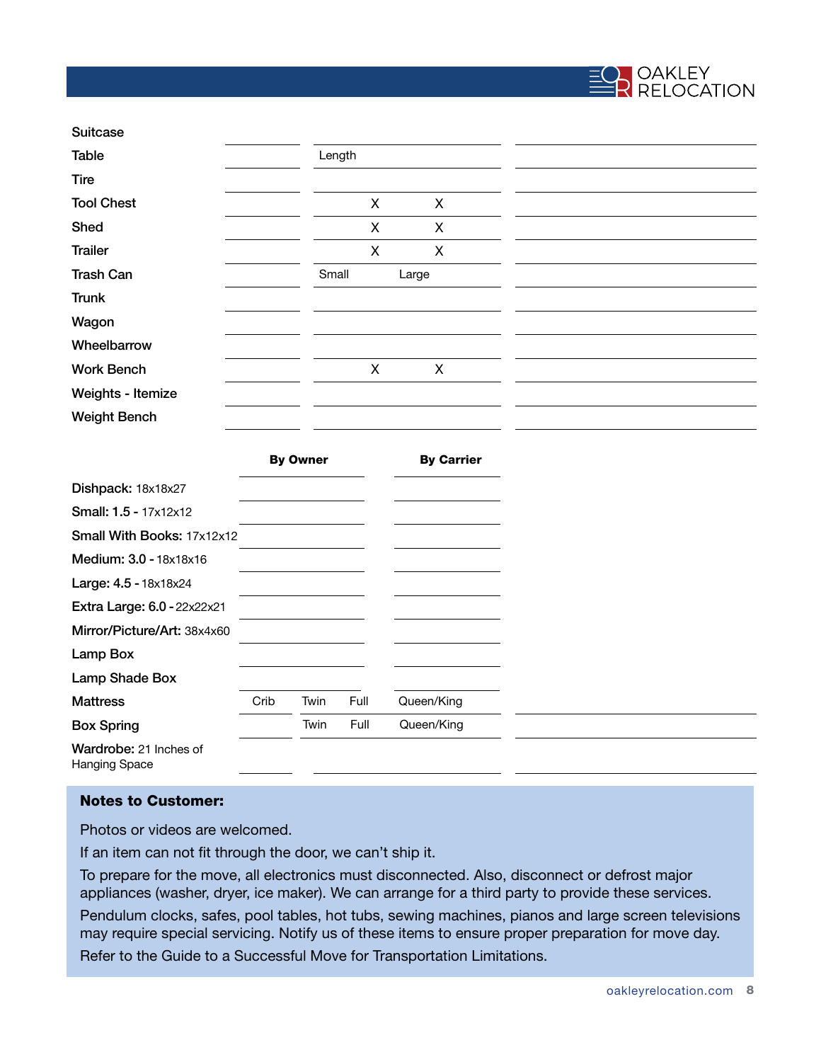| Item | | | |
|---|---|---|---|
| Suitcase | | | |
| Table | | Length | |
| Tire | | | |
| Tool Chest | | X X | |
| Shed | | X X | |
| Trailer | | X X | |
| Trash Can | | Small Large | |
| Trunk | | | |
| Wagon | | | |
| Wheelbarrow | | | |
| Work Bench | | X X | |
| Weights - Itemize | | | |
| Weight Bench | | | |

| | By Owner | By Carrier | |
|---|---|---|---|
| **Dishpack:** 18x18x27 | | | |
| **Small: 1.5 -** 17x12x12 | | | |
| **Small With Books:** 17x12x12 | | | |
| **Medium: 3.0 -** 18x18x16 | | | |
| **Large: 4.5 -** 18x18x24 | | | |
| **Extra Large: 6.0 -** 22x22x21 | | | |
| **Mirror/Picture/Art:** 38x4x60 | | | |
| **Lamp Box** | | | |
| **Lamp Shade Box** | | | |
| **Mattress** | Crib Twin Full | Queen/King | |
| **Box Spring** | Twin Full | Queen/King | |
| **Wardrobe:** 21 Inches of Hanging Space | | | |

**Notes to Customer:**

Photos or videos are welcomed.

If an item can not fit through the door, we can't ship it.

To prepare for the move, all electronics must disconnected. Also, disconnect or defrost major appliances (washer, dryer, ice maker). We can arrange for a third party to provide these services.

Pendulum clocks, safes, pool tables, hot tubs, sewing machines, pianos and large screen televisions may require special servicing. Notify us of these items to ensure proper preparation for move day.

Refer to the Guide to a Successful Move for Transportation Limitations.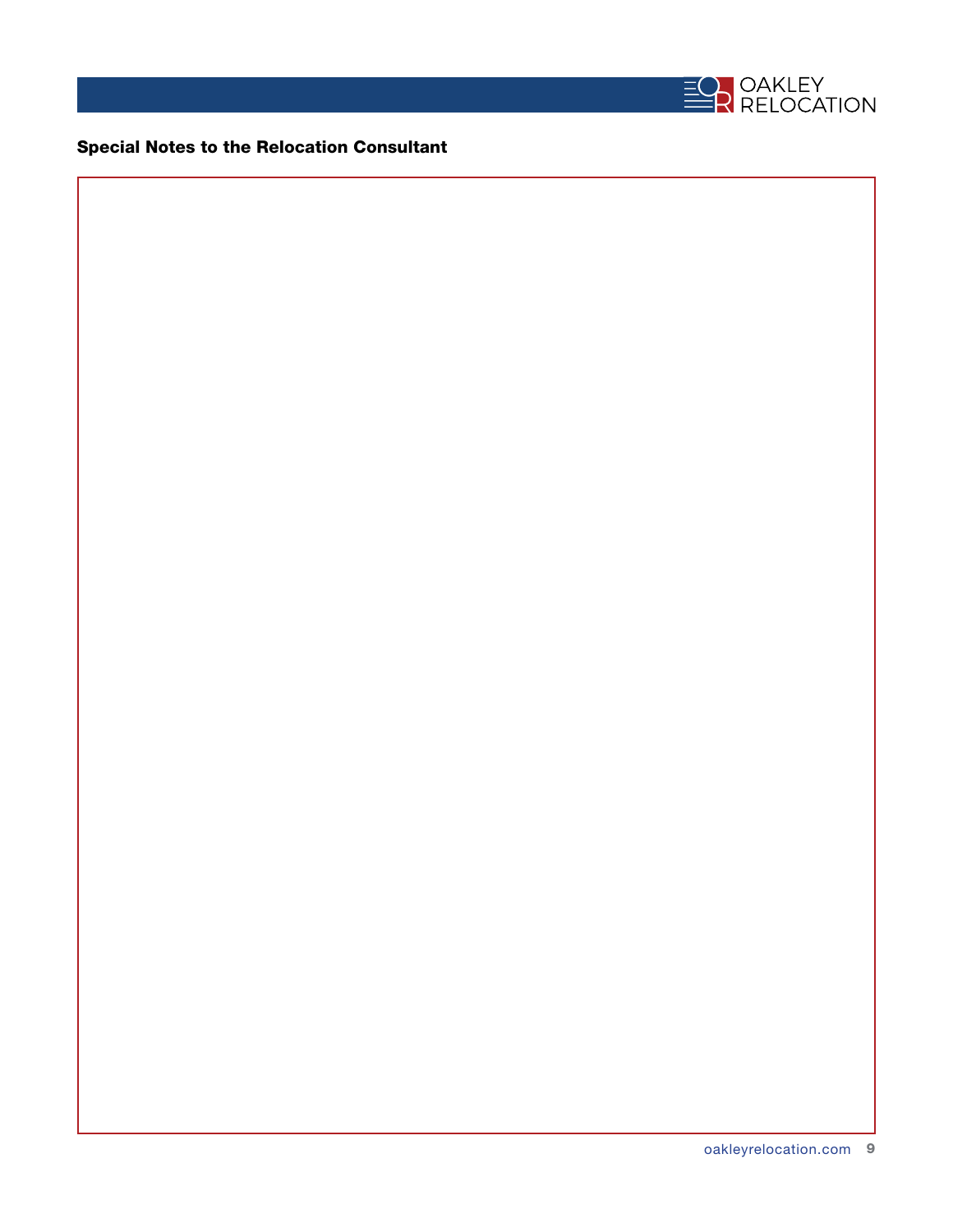## Special Notes to the Relocation Consultant